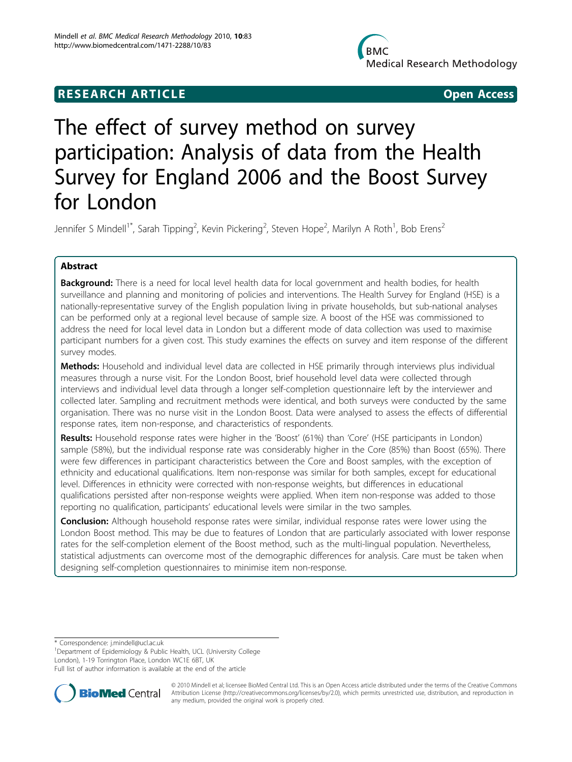**RESEARCH ARTICLE** **Open Access**

# The effect of survey method on survey participation: Analysis of data from the Health Survey for England 2006 and the Boost Survey for London

Jennifer S Mindell[1*], Sarah Tipping[2], Kevin Pickering[2], Steven Hope[2], Marilyn A Roth[1], Bob Erens[2]

## Abstract

**Background:** There is a need for local level health data for local government and health bodies, for health surveillance and planning and monitoring of policies and interventions. The Health Survey for England (HSE) is a nationally-representative survey of the English population living in private households, but sub-national analyses can be performed only at a regional level because of sample size. A boost of the HSE was commissioned to address the need for local level data in London but a different mode of data collection was used to maximise participant numbers for a given cost. This study examines the effects on survey and item response of the different survey modes.

**Methods:** Household and individual level data are collected in HSE primarily through interviews plus individual measures through a nurse visit. For the London Boost, brief household level data were collected through interviews and individual level data through a longer self-completion questionnaire left by the interviewer and collected later. Sampling and recruitment methods were identical, and both surveys were conducted by the same organisation. There was no nurse visit in the London Boost. Data were analysed to assess the effects of differential response rates, item non-response, and characteristics of respondents.

**Results:** Household response rates were higher in the 'Boost' (61%) than 'Core' (HSE participants in London) sample (58%), but the individual response rate was considerably higher in the Core (85%) than Boost (65%). There were few differences in participant characteristics between the Core and Boost samples, with the exception of ethnicity and educational qualifications. Item non-response was similar for both samples, except for educational level. Differences in ethnicity were corrected with non-response weights, but differences in educational qualifications persisted after non-response weights were applied. When item non-response was added to those reporting no qualification, participants' educational levels were similar in the two samples.

**Conclusion:** Although household response rates were similar, individual response rates were lower using the London Boost method. This may be due to features of London that are particularly associated with lower response rates for the self-completion element of the Boost method, such as the multi-lingual population. Nevertheless, statistical adjustments can overcome most of the demographic differences for analysis. Care must be taken when designing self-completion questionnaires to minimise item non-response.

---

\* Correspondence: j.mindell@ucl.ac.uk
[1]Department of Epidemiology & Public Health, UCL (University College London), 1-19 Torrington Place, London WC1E 6BT, UK
Full list of author information is available at the end of the article

© 2010 Mindell et al; licensee BioMed Central Ltd. This is an Open Access article distributed under the terms of the Creative Commons Attribution License (http://creativecommons.org/licenses/by/2.0), which permits unrestricted use, distribution, and reproduction in any medium, provided the original work is properly cited.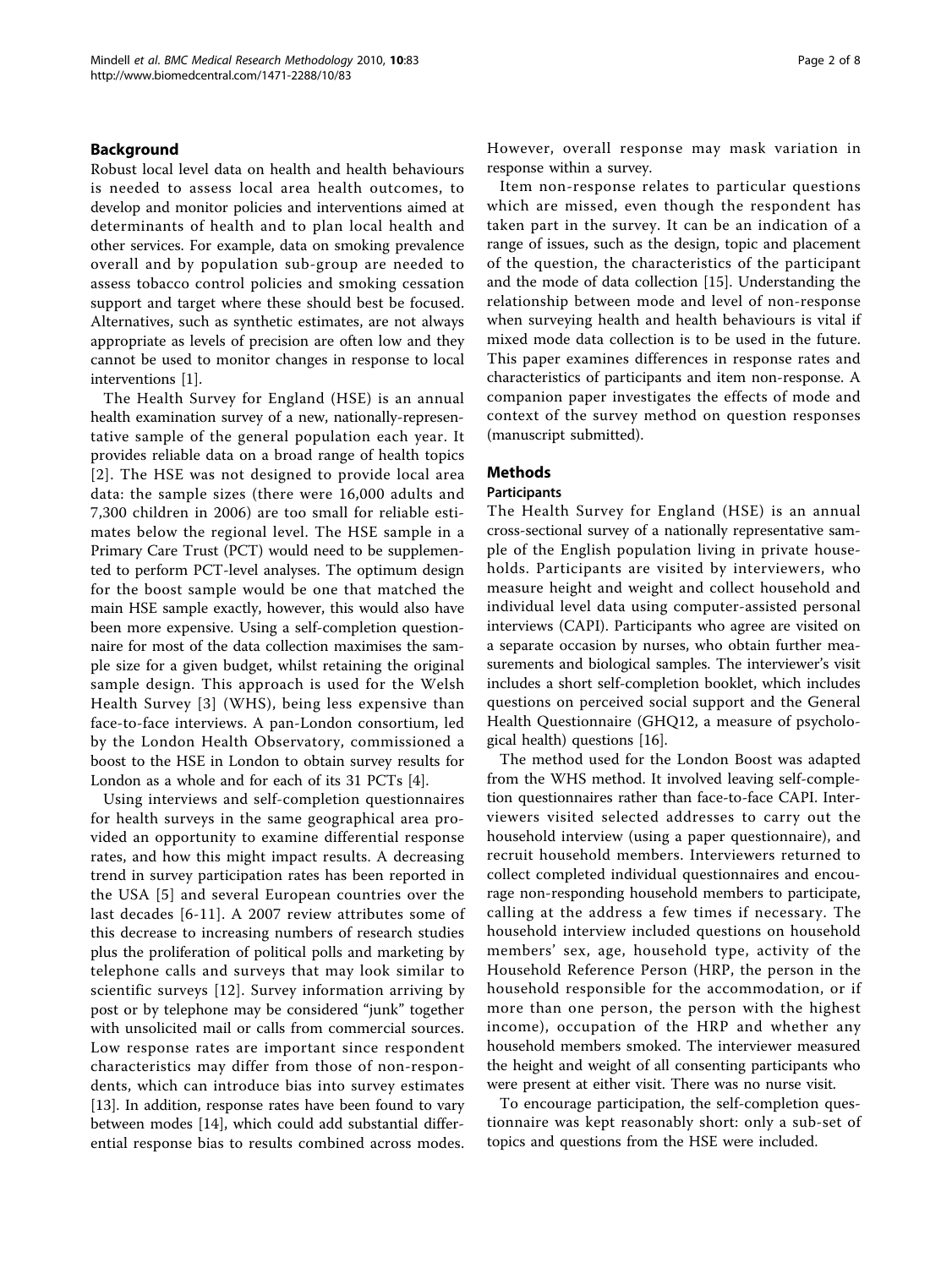## Background

Robust local level data on health and health behaviours is needed to assess local area health outcomes, to develop and monitor policies and interventions aimed at determinants of health and to plan local health and other services. For example, data on smoking prevalence overall and by population sub-group are needed to assess tobacco control policies and smoking cessation support and target where these should best be focused. Alternatives, such as synthetic estimates, are not always appropriate as levels of precision are often low and they cannot be used to monitor changes in response to local interventions [1].

The Health Survey for England (HSE) is an annual health examination survey of a new, nationally-representative sample of the general population each year. It provides reliable data on a broad range of health topics [2]. The HSE was not designed to provide local area data: the sample sizes (there were 16,000 adults and 7,300 children in 2006) are too small for reliable estimates below the regional level. The HSE sample in a Primary Care Trust (PCT) would need to be supplemented to perform PCT-level analyses. The optimum design for the boost sample would be one that matched the main HSE sample exactly, however, this would also have been more expensive. Using a self-completion questionnaire for most of the data collection maximises the sample size for a given budget, whilst retaining the original sample design. This approach is used for the Welsh Health Survey [3] (WHS), being less expensive than face-to-face interviews. A pan-London consortium, led by the London Health Observatory, commissioned a boost to the HSE in London to obtain survey results for London as a whole and for each of its 31 PCTs [4].

Using interviews and self-completion questionnaires for health surveys in the same geographical area provided an opportunity to examine differential response rates, and how this might impact results. A decreasing trend in survey participation rates has been reported in the USA [5] and several European countries over the last decades [6-11]. A 2007 review attributes some of this decrease to increasing numbers of research studies plus the proliferation of political polls and marketing by telephone calls and surveys that may look similar to scientific surveys [12]. Survey information arriving by post or by telephone may be considered "junk" together with unsolicited mail or calls from commercial sources. Low response rates are important since respondent characteristics may differ from those of non-respondents, which can introduce bias into survey estimates [13]. In addition, response rates have been found to vary between modes [14], which could add substantial differential response bias to results combined across modes. However, overall response may mask variation in response within a survey.

Item non-response relates to particular questions which are missed, even though the respondent has taken part in the survey. It can be an indication of a range of issues, such as the design, topic and placement of the question, the characteristics of the participant and the mode of data collection [15]. Understanding the relationship between mode and level of non-response when surveying health and health behaviours is vital if mixed mode data collection is to be used in the future. This paper examines differences in response rates and characteristics of participants and item non-response. A companion paper investigates the effects of mode and context of the survey method on question responses (manuscript submitted).

## Methods

### Participants

The Health Survey for England (HSE) is an annual cross-sectional survey of a nationally representative sample of the English population living in private households. Participants are visited by interviewers, who measure height and weight and collect household and individual level data using computer-assisted personal interviews (CAPI). Participants who agree are visited on a separate occasion by nurses, who obtain further measurements and biological samples. The interviewer's visit includes a short self-completion booklet, which includes questions on perceived social support and the General Health Questionnaire (GHQ12, a measure of psychological health) questions [16].

The method used for the London Boost was adapted from the WHS method. It involved leaving self-completion questionnaires rather than face-to-face CAPI. Interviewers visited selected addresses to carry out the household interview (using a paper questionnaire), and recruit household members. Interviewers returned to collect completed individual questionnaires and encourage non-responding household members to participate, calling at the address a few times if necessary. The household interview included questions on household members' sex, age, household type, activity of the Household Reference Person (HRP, the person in the household responsible for the accommodation, or if more than one person, the person with the highest income), occupation of the HRP and whether any household members smoked. The interviewer measured the height and weight of all consenting participants who were present at either visit. There was no nurse visit.

To encourage participation, the self-completion questionnaire was kept reasonably short: only a sub-set of topics and questions from the HSE were included.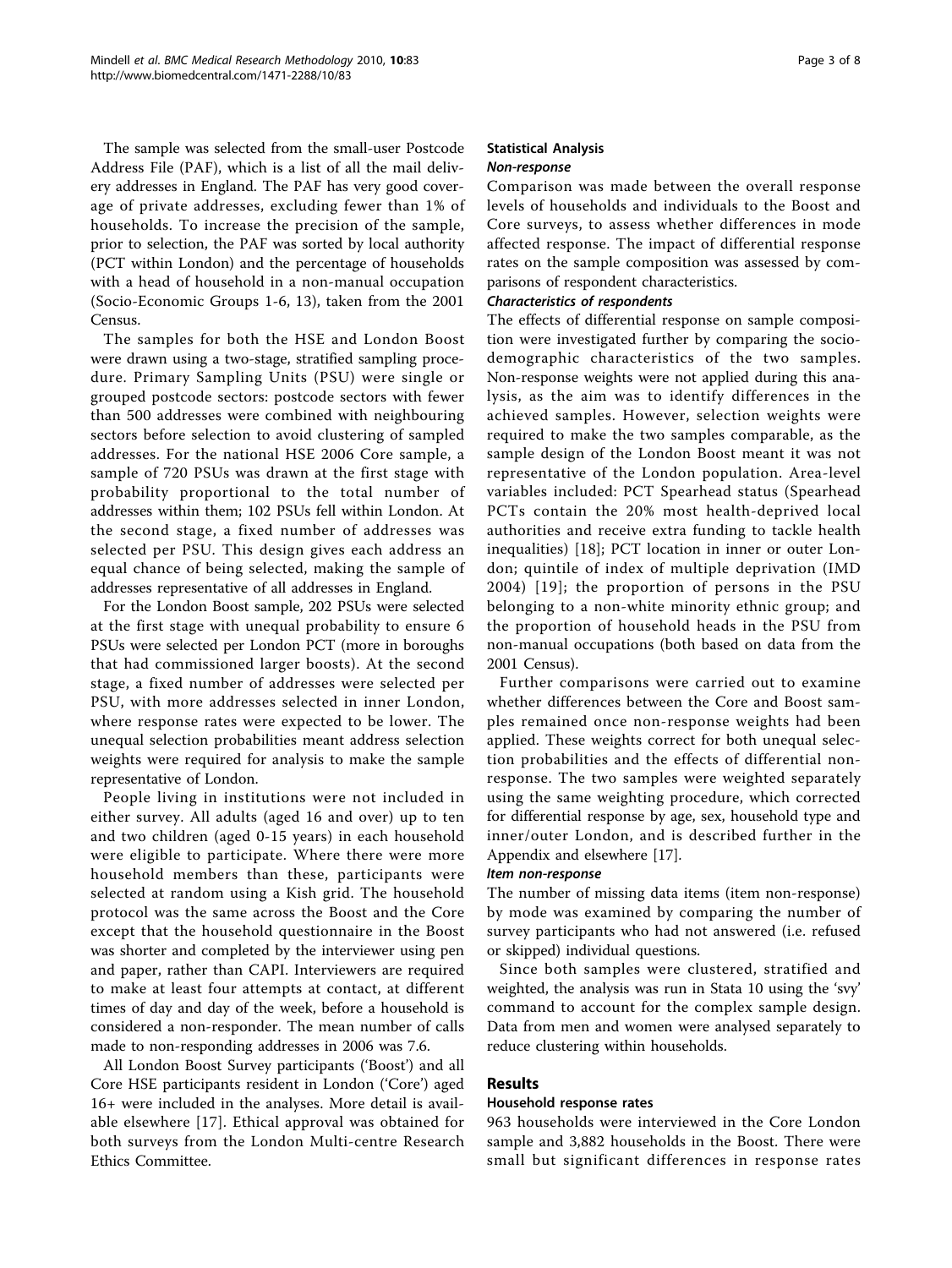The sample was selected from the small-user Postcode Address File (PAF), which is a list of all the mail delivery addresses in England. The PAF has very good coverage of private addresses, excluding fewer than 1% of households. To increase the precision of the sample, prior to selection, the PAF was sorted by local authority (PCT within London) and the percentage of households with a head of household in a non-manual occupation (Socio-Economic Groups 1-6, 13), taken from the 2001 Census.

The samples for both the HSE and London Boost were drawn using a two-stage, stratified sampling procedure. Primary Sampling Units (PSU) were single or grouped postcode sectors: postcode sectors with fewer than 500 addresses were combined with neighbouring sectors before selection to avoid clustering of sampled addresses. For the national HSE 2006 Core sample, a sample of 720 PSUs was drawn at the first stage with probability proportional to the total number of addresses within them; 102 PSUs fell within London. At the second stage, a fixed number of addresses was selected per PSU. This design gives each address an equal chance of being selected, making the sample of addresses representative of all addresses in England.

For the London Boost sample, 202 PSUs were selected at the first stage with unequal probability to ensure 6 PSUs were selected per London PCT (more in boroughs that had commissioned larger boosts). At the second stage, a fixed number of addresses were selected per PSU, with more addresses selected in inner London, where response rates were expected to be lower. The unequal selection probabilities meant address selection weights were required for analysis to make the sample representative of London.

People living in institutions were not included in either survey. All adults (aged 16 and over) up to ten and two children (aged 0-15 years) in each household were eligible to participate. Where there were more household members than these, participants were selected at random using a Kish grid. The household protocol was the same across the Boost and the Core except that the household questionnaire in the Boost was shorter and completed by the interviewer using pen and paper, rather than CAPI. Interviewers are required to make at least four attempts at contact, at different times of day and day of the week, before a household is considered a non-responder. The mean number of calls made to non-responding addresses in 2006 was 7.6.

All London Boost Survey participants ('Boost') and all Core HSE participants resident in London ('Core') aged 16+ were included in the analyses. More detail is available elsewhere [17]. Ethical approval was obtained for both surveys from the London Multi-centre Research Ethics Committee.

### Statistical Analysis

#### *Non-response*

Comparison was made between the overall response levels of households and individuals to the Boost and Core surveys, to assess whether differences in mode affected response. The impact of differential response rates on the sample composition was assessed by comparisons of respondent characteristics.

#### *Characteristics of respondents*

The effects of differential response on sample composition were investigated further by comparing the socio-demographic characteristics of the two samples. Non-response weights were not applied during this analysis, as the aim was to identify differences in the achieved samples. However, selection weights were required to make the two samples comparable, as the sample design of the London Boost meant it was not representative of the London population. Area-level variables included: PCT Spearhead status (Spearhead PCTs contain the 20% most health-deprived local authorities and receive extra funding to tackle health inequalities) [18]; PCT location in inner or outer London; quintile of index of multiple deprivation (IMD 2004) [19]; the proportion of persons in the PSU belonging to a non-white minority ethnic group; and the proportion of household heads in the PSU from non-manual occupations (both based on data from the 2001 Census).

Further comparisons were carried out to examine whether differences between the Core and Boost samples remained once non-response weights had been applied. These weights correct for both unequal selection probabilities and the effects of differential non-response. The two samples were weighted separately using the same weighting procedure, which corrected for differential response by age, sex, household type and inner/outer London, and is described further in the Appendix and elsewhere [17].

#### *Item non-response*

The number of missing data items (item non-response) by mode was examined by comparing the number of survey participants who had not answered (i.e. refused or skipped) individual questions.

Since both samples were clustered, stratified and weighted, the analysis was run in Stata 10 using the 'svy' command to account for the complex sample design. Data from men and women were analysed separately to reduce clustering within households.

## Results

### Household response rates

963 households were interviewed in the Core London sample and 3,882 households in the Boost. There were small but significant differences in response rates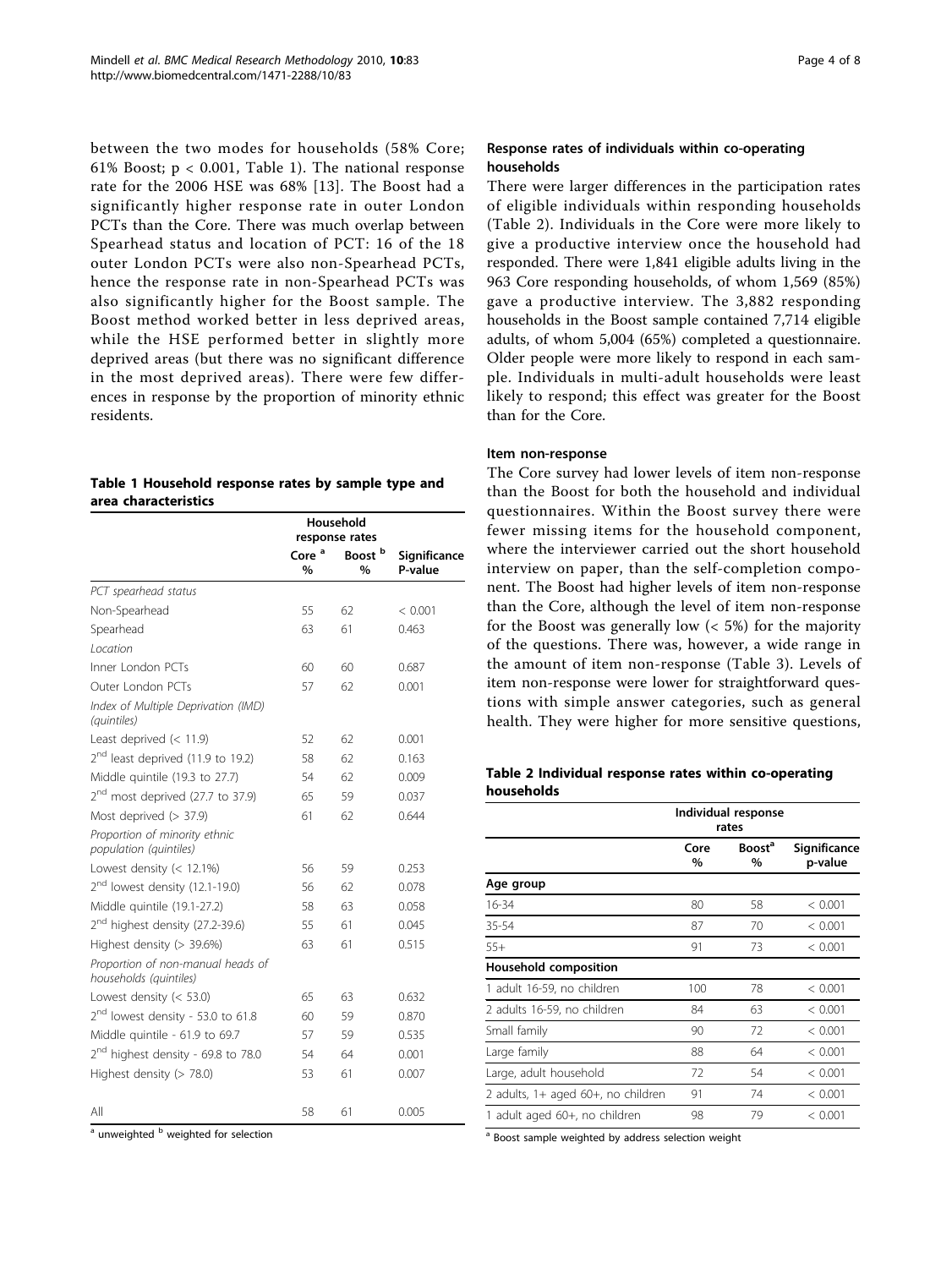between the two modes for households (58% Core; 61% Boost; $p < 0.001$, Table 1). The national response rate for the 2006 HSE was 68% [13]. The Boost had a significantly higher response rate in outer London PCTs than the Core. There was much overlap between Spearhead status and location of PCT: 16 of the 18 outer London PCTs were also non-Spearhead PCTs, hence the response rate in non-Spearhead PCTs was also significantly higher for the Boost sample. The Boost method worked better in less deprived areas, while the HSE performed better in slightly more deprived areas (but there was no significant difference in the most deprived areas). There were few differences in response by the proportion of minority ethnic residents.

**Table 1 Household response rates by sample type and area characteristics**

| | Household response rates | | |
|---|---|---|---|
| | Core [a] % | Boost [b] % | Significance P-value |
| *PCT spearhead status* | | | |
| Non-Spearhead | 55 | 62 | < 0.001 |
| Spearhead | 63 | 61 | 0.463 |
| *Location* | | | |
| Inner London PCTs | 60 | 60 | 0.687 |
| Outer London PCTs | 57 | 62 | 0.001 |
| *Index of Multiple Deprivation (IMD) (quintiles)* | | | |
| Least deprived (< 11.9) | 52 | 62 | 0.001 |
| 2nd least deprived (11.9 to 19.2) | 58 | 62 | 0.163 |
| Middle quintile (19.3 to 27.7) | 54 | 62 | 0.009 |
| 2nd most deprived (27.7 to 37.9) | 65 | 59 | 0.037 |
| Most deprived (> 37.9) | 61 | 62 | 0.644 |
| *Proportion of minority ethnic population (quintiles)* | | | |
| Lowest density (< 12.1%) | 56 | 59 | 0.253 |
| 2nd lowest density (12.1-19.0) | 56 | 62 | 0.078 |
| Middle quintile (19.1-27.2) | 58 | 63 | 0.058 |
| 2nd highest density (27.2-39.6) | 55 | 61 | 0.045 |
| Highest density (> 39.6%) | 63 | 61 | 0.515 |
| *Proportion of non-manual heads of households (quintiles)* | | | |
| Lowest density (< 53.0) | 65 | 63 | 0.632 |
| 2nd lowest density - 53.0 to 61.8 | 60 | 59 | 0.870 |
| Middle quintile - 61.9 to 69.7 | 57 | 59 | 0.535 |
| 2nd highest density - 69.8 to 78.0 | 54 | 64 | 0.001 |
| Highest density (> 78.0) | 53 | 61 | 0.007 |
| All | 58 | 61 | 0.005 |

[a] unweighted [b] weighted for selection

### Response rates of individuals within co-operating households

There were larger differences in the participation rates of eligible individuals within responding households (Table 2). Individuals in the Core were more likely to give a productive interview once the household had responded. There were 1,841 eligible adults living in the 963 Core responding households, of whom 1,569 (85%) gave a productive interview. The 3,882 responding households in the Boost sample contained 7,714 eligible adults, of whom 5,004 (65%) completed a questionnaire. Older people were more likely to respond in each sample. Individuals in multi-adult households were least likely to respond; this effect was greater for the Boost than for the Core.

### Item non-response

The Core survey had lower levels of item non-response than the Boost for both the household and individual questionnaires. Within the Boost survey there were fewer missing items for the household component, where the interviewer carried out the short household interview on paper, than the self-completion component. The Boost had higher levels of item non-response than the Core, although the level of item non-response for the Boost was generally low (< 5%) for the majority of the questions. There was, however, a wide range in the amount of item non-response (Table 3). Levels of item non-response were lower for straightforward questions with simple answer categories, such as general health. They were higher for more sensitive questions,

**Table 2 Individual response rates within co-operating households**

| | Individual response rates | | |
|---|---|---|---|
| | Core % | Boost[a] % | Significance p-value |
| **Age group** | | | |
| 16-34 | 80 | 58 | < 0.001 |
| 35-54 | 87 | 70 | < 0.001 |
| 55+ | 91 | 73 | < 0.001 |
| **Household composition** | | | |
| 1 adult 16-59, no children | 100 | 78 | < 0.001 |
| 2 adults 16-59, no children | 84 | 63 | < 0.001 |
| Small family | 90 | 72 | < 0.001 |
| Large family | 88 | 64 | < 0.001 |
| Large, adult household | 72 | 54 | < 0.001 |
| 2 adults, 1+ aged 60+, no children | 91 | 74 | < 0.001 |
| 1 adult aged 60+, no children | 98 | 79 | < 0.001 |

[a] Boost sample weighted by address selection weight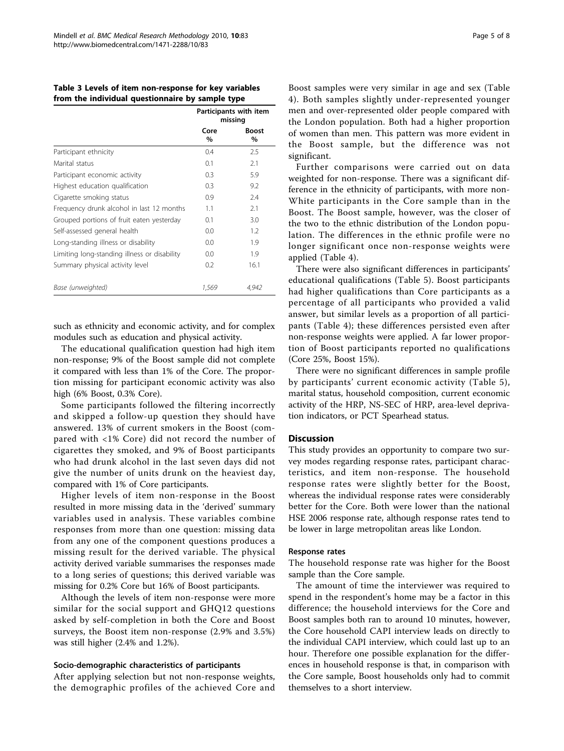**Table 3 Levels of item non-response for key variables from the individual questionnaire by sample type**

| | Participants with item missing | |
|---|---|---|
| | Core % | Boost % |
| Participant ethnicity | 0.4 | 2.5 |
| Marital status | 0.1 | 2.1 |
| Participant economic activity | 0.3 | 5.9 |
| Highest education qualification | 0.3 | 9.2 |
| Cigarette smoking status | 0.9 | 2.4 |
| Frequency drunk alcohol in last 12 months | 1.1 | 2.1 |
| Grouped portions of fruit eaten yesterday | 0.1 | 3.0 |
| Self-assessed general health | 0.0 | 1.2 |
| Long-standing illness or disability | 0.0 | 1.9 |
| Limiting long-standing illness or disability | 0.0 | 1.9 |
| Summary physical activity level | 0.2 | 16.1 |
| *Base (unweighted)* | *1,569* | *4,942* |

such as ethnicity and economic activity, and for complex modules such as education and physical activity.

The educational qualification question had high item non-response; 9% of the Boost sample did not complete it compared with less than 1% of the Core. The proportion missing for participant economic activity was also high (6% Boost, 0.3% Core).

Some participants followed the filtering incorrectly and skipped a follow-up question they should have answered. 13% of current smokers in the Boost (compared with <1% Core) did not record the number of cigarettes they smoked, and 9% of Boost participants who had drunk alcohol in the last seven days did not give the number of units drunk on the heaviest day, compared with 1% of Core participants.

Higher levels of item non-response in the Boost resulted in more missing data in the 'derived' summary variables used in analysis. These variables combine responses from more than one question: missing data from any one of the component questions produces a missing result for the derived variable. The physical activity derived variable summarises the responses made to a long series of questions; this derived variable was missing for 0.2% Core but 16% of Boost participants.

Although the levels of item non-response were more similar for the social support and GHQ12 questions asked by self-completion in both the Core and Boost surveys, the Boost item non-response (2.9% and 3.5%) was still higher (2.4% and 1.2%).

### Socio-demographic characteristics of participants

After applying selection but not non-response weights, the demographic profiles of the achieved Core and Boost samples were very similar in age and sex (Table 4). Both samples slightly under-represented younger men and over-represented older people compared with the London population. Both had a higher proportion of women than men. This pattern was more evident in the Boost sample, but the difference was not significant.

Further comparisons were carried out on data weighted for non-response. There was a significant difference in the ethnicity of participants, with more non-White participants in the Core sample than in the Boost. The Boost sample, however, was the closer of the two to the ethnic distribution of the London population. The differences in the ethnic profile were no longer significant once non-response weights were applied (Table 4).

There were also significant differences in participants' educational qualifications (Table 5). Boost participants had higher qualifications than Core participants as a percentage of all participants who provided a valid answer, but similar levels as a proportion of all participants (Table 4); these differences persisted even after non-response weights were applied. A far lower proportion of Boost participants reported no qualifications (Core 25%, Boost 15%).

There were no significant differences in sample profile by participants' current economic activity (Table 5), marital status, household composition, current economic activity of the HRP, NS-SEC of HRP, area-level deprivation indicators, or PCT Spearhead status.

## Discussion

This study provides an opportunity to compare two survey modes regarding response rates, participant characteristics, and item non-response. The household response rates were slightly better for the Boost, whereas the individual response rates were considerably better for the Core. Both were lower than the national HSE 2006 response rate, although response rates tend to be lower in large metropolitan areas like London.

### Response rates

The household response rate was higher for the Boost sample than the Core sample.

The amount of time the interviewer was required to spend in the respondent's home may be a factor in this difference; the household interviews for the Core and Boost samples both ran to around 10 minutes, however, the Core household CAPI interview leads on directly to the individual CAPI interview, which could last up to an hour. Therefore one possible explanation for the differences in household response is that, in comparison with the Core sample, Boost households only had to commit themselves to a short interview.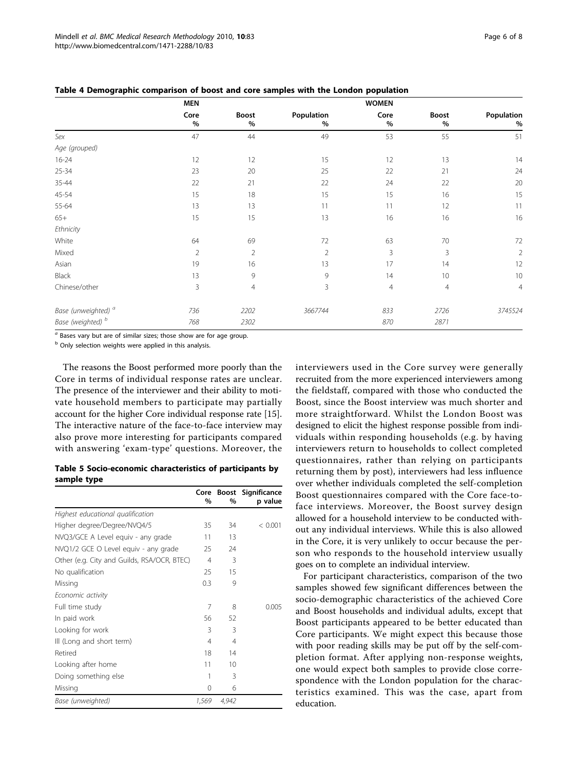**Table 4 Demographic comparison of boost and core samples with the London population**

| | MEN | | | WOMEN | | |
|---|---|---|---|---|---|---|
| | Core % | Boost % | Population % | Core % | Boost % | Population % |
| *Sex* | 47 | 44 | 49 | 53 | 55 | 51 |
| *Age (grouped)* | | | | | | |
| 16-24 | 12 | 12 | 15 | 12 | 13 | 14 |
| 25-34 | 23 | 20 | 25 | 22 | 21 | 24 |
| 35-44 | 22 | 21 | 22 | 24 | 22 | 20 |
| 45-54 | 15 | 18 | 15 | 15 | 16 | 15 |
| 55-64 | 13 | 13 | 11 | 11 | 12 | 11 |
| 65+ | 15 | 15 | 13 | 16 | 16 | 16 |
| *Ethnicity* | | | | | | |
| White | 64 | 69 | 72 | 63 | 70 | 72 |
| Mixed | 2 | 2 | 2 | 3 | 3 | 2 |
| Asian | 19 | 16 | 13 | 17 | 14 | 12 |
| Black | 13 | 9 | 9 | 14 | 10 | 10 |
| Chinese/other | 3 | 4 | 3 | 4 | 4 | 4 |
| *Base (unweighted)* [a] | *736* | *2202* | *3667744* | *833* | *2726* | *3745524* |
| *Base (weighted)* [b] | *768* | *2302* | | *870* | *2871* | |

[a] Bases vary but are of similar sizes; those show are for age group.

[b] Only selection weights were applied in this analysis.

The reasons the Boost performed more poorly than the Core in terms of individual response rates are unclear. The presence of the interviewer and their ability to motivate household members to participate may partially account for the higher Core individual response rate [15]. The interactive nature of the face-to-face interview may also prove more interesting for participants compared with answering 'exam-type' questions. Moreover, the interviewers used in the Core survey were generally recruited from the more experienced interviewers among the fieldstaff, compared with those who conducted the Boost, since the Boost interview was much shorter and more straightforward. Whilst the London Boost was designed to elicit the highest response possible from individuals within responding households (e.g. by having interviewers return to households to collect completed questionnaires, rather than relying on participants returning them by post), interviewers had less influence over whether individuals completed the self-completion Boost questionnaires compared with the Core face-to-face interviews. Moreover, the Boost survey design allowed for a household interview to be conducted without any individual interviews. While this is also allowed in the Core, it is very unlikely to occur because the person who responds to the household interview usually goes on to complete an individual interview.

**Table 5 Socio-economic characteristics of participants by sample type**

| | Core % | Boost % | Significance p value |
|---|---|---|---|
| *Highest educational qualification* | | | |
| Higher degree/Degree/NVQ4/5 | 35 | 34 | < 0.001 |
| NVQ3/GCE A Level equiv - any grade | 11 | 13 | |
| NVQ1/2 GCE O Level equiv - any grade | 25 | 24 | |
| Other (e.g. City and Guilds, RSA/OCR, BTEC) | 4 | 3 | |
| No qualification | 25 | 15 | |
| Missing | 0.3 | 9 | |
| *Economic activity* | | | |
| Full time study | 7 | 8 | 0.005 |
| In paid work | 56 | 52 | |
| Looking for work | 3 | 3 | |
| Ill (Long and short term) | 4 | 4 | |
| Retired | 18 | 14 | |
| Looking after home | 11 | 10 | |
| Doing something else | 1 | 3 | |
| Missing | 0 | 6 | |
| *Base (unweighted)* | *1,569* | *4,942* | |

For participant characteristics, comparison of the two samples showed few significant differences between the socio-demographic characteristics of the achieved Core and Boost households and individual adults, except that Boost participants appeared to be better educated than Core participants. We might expect this because those with poor reading skills may be put off by the self-completion format. After applying non-response weights, one would expect both samples to provide close correspondence with the London population for the characteristics examined. This was the case, apart from education.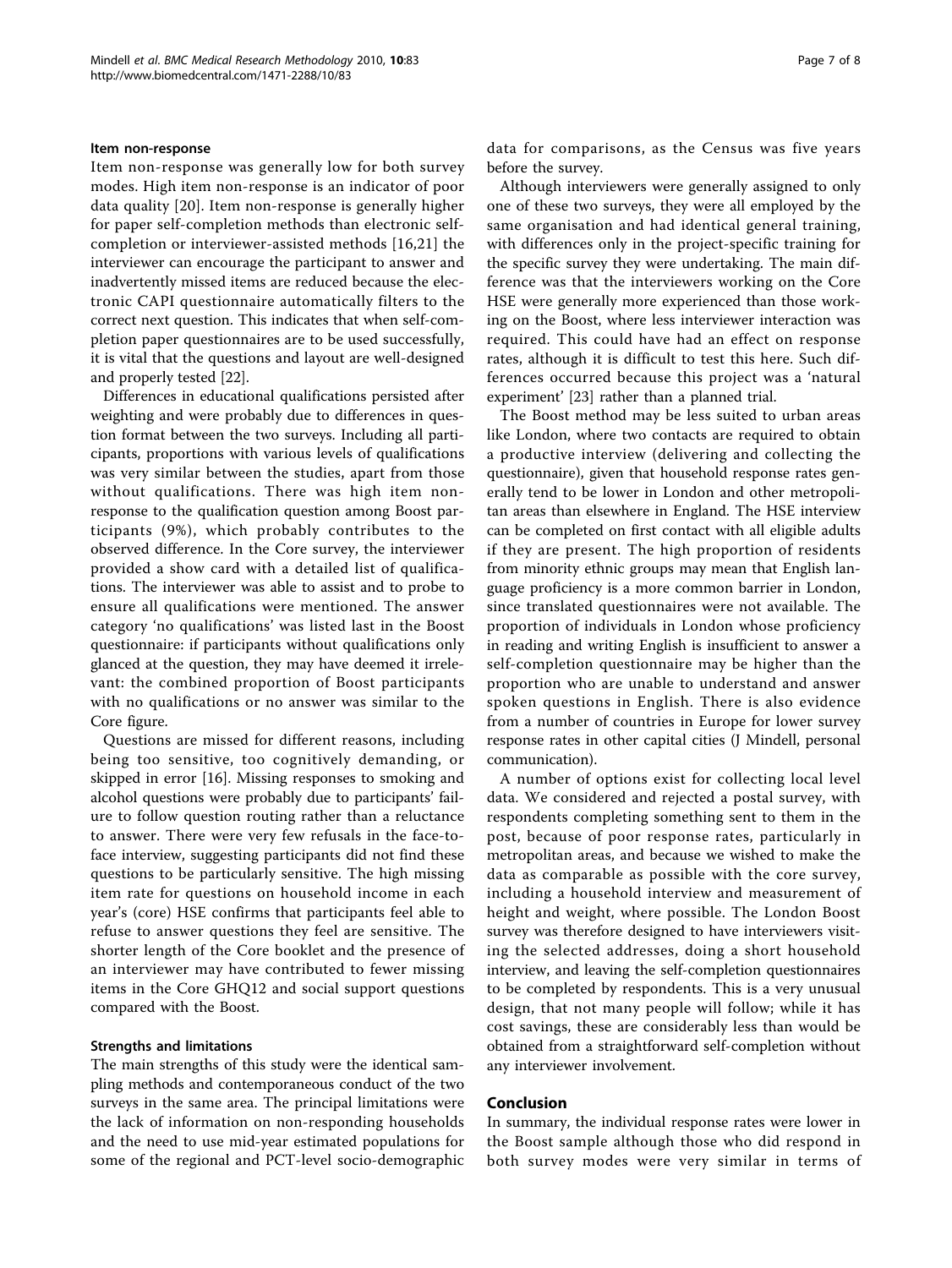#### Item non-response

Item non-response was generally low for both survey modes. High item non-response is an indicator of poor data quality [20]. Item non-response is generally higher for paper self-completion methods than electronic self-completion or interviewer-assisted methods [16,21] the interviewer can encourage the participant to answer and inadvertently missed items are reduced because the electronic CAPI questionnaire automatically filters to the correct next question. This indicates that when self-completion paper questionnaires are to be used successfully, it is vital that the questions and layout are well-designed and properly tested [22].

Differences in educational qualifications persisted after weighting and were probably due to differences in question format between the two surveys. Including all participants, proportions with various levels of qualifications was very similar between the studies, apart from those without qualifications. There was high item non-response to the qualification question among Boost participants (9%), which probably contributes to the observed difference. In the Core survey, the interviewer provided a show card with a detailed list of qualifications. The interviewer was able to assist and to probe to ensure all qualifications were mentioned. The answer category 'no qualifications' was listed last in the Boost questionnaire: if participants without qualifications only glanced at the question, they may have deemed it irrelevant: the combined proportion of Boost participants with no qualifications or no answer was similar to the Core figure.

Questions are missed for different reasons, including being too sensitive, too cognitively demanding, or skipped in error [16]. Missing responses to smoking and alcohol questions were probably due to participants' failure to follow question routing rather than a reluctance to answer. There were very few refusals in the face-to-face interview, suggesting participants did not find these questions to be particularly sensitive. The high missing item rate for questions on household income in each year's (core) HSE confirms that participants feel able to refuse to answer questions they feel are sensitive. The shorter length of the Core booklet and the presence of an interviewer may have contributed to fewer missing items in the Core GHQ12 and social support questions compared with the Boost.

#### Strengths and limitations

The main strengths of this study were the identical sampling methods and contemporaneous conduct of the two surveys in the same area. The principal limitations were the lack of information on non-responding households and the need to use mid-year estimated populations for some of the regional and PCT-level socio-demographic data for comparisons, as the Census was five years before the survey.

Although interviewers were generally assigned to only one of these two surveys, they were all employed by the same organisation and had identical general training, with differences only in the project-specific training for the specific survey they were undertaking. The main difference was that the interviewers working on the Core HSE were generally more experienced than those working on the Boost, where less interviewer interaction was required. This could have had an effect on response rates, although it is difficult to test this here. Such differences occurred because this project was a 'natural experiment' [23] rather than a planned trial.

The Boost method may be less suited to urban areas like London, where two contacts are required to obtain a productive interview (delivering and collecting the questionnaire), given that household response rates generally tend to be lower in London and other metropolitan areas than elsewhere in England. The HSE interview can be completed on first contact with all eligible adults if they are present. The high proportion of residents from minority ethnic groups may mean that English language proficiency is a more common barrier in London, since translated questionnaires were not available. The proportion of individuals in London whose proficiency in reading and writing English is insufficient to answer a self-completion questionnaire may be higher than the proportion who are unable to understand and answer spoken questions in English. There is also evidence from a number of countries in Europe for lower survey response rates in other capital cities (J Mindell, personal communication).

A number of options exist for collecting local level data. We considered and rejected a postal survey, with respondents completing something sent to them in the post, because of poor response rates, particularly in metropolitan areas, and because we wished to make the data as comparable as possible with the core survey, including a household interview and measurement of height and weight, where possible. The London Boost survey was therefore designed to have interviewers visiting the selected addresses, doing a short household interview, and leaving the self-completion questionnaires to be completed by respondents. This is a very unusual design, that not many people will follow; while it has cost savings, these are considerably less than would be obtained from a straightforward self-completion without any interviewer involvement.

## Conclusion

In summary, the individual response rates were lower in the Boost sample although those who did respond in both survey modes were very similar in terms of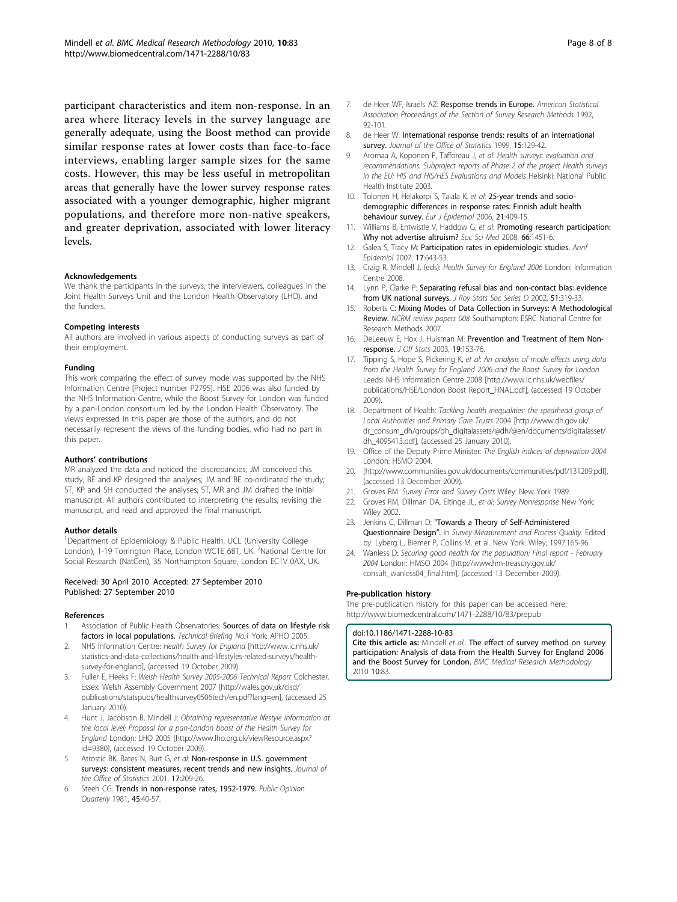participant characteristics and item non-response. In an area where literacy levels in the survey language are generally adequate, using the Boost method can provide similar response rates at lower costs than face-to-face interviews, enabling larger sample sizes for the same costs. However, this may be less useful in metropolitan areas that generally have the lower survey response rates associated with a younger demographic, higher migrant populations, and therefore more non-native speakers, and greater deprivation, associated with lower literacy levels.

#### Acknowledgements

We thank the participants in the surveys, the interviewers, colleagues in the Joint Health Surveys Unit and the London Health Observatory (LHO), and the funders.

#### Competing interests

All authors are involved in various aspects of conducting surveys as part of their employment.

#### Funding

This work comparing the effect of survey mode was supported by the NHS Information Centre [Project number P2795]. HSE 2006 was also funded by the NHS Information Centre, while the Boost Survey for London was funded by a pan-London consortium led by the London Health Observatory. The views expressed in this paper are those of the authors, and do not necessarily represent the views of the funding bodies, who had no part in this paper.

#### Authors' contributions

MR analyzed the data and noticed the discrepancies; JM conceived this study; BE and KP designed the analyses; JM and BE co-ordinated the study; ST, KP and SH conducted the analyses; ST, MR and JM drafted the initial manuscript. All authors contributed to interpreting the results, revising the manuscript, and read and approved the final manuscript.

#### Author details

[1]Department of Epidemiology & Public Health, UCL (University College London), 1-19 Torrington Place, London WC1E 6BT, UK. [2]National Centre for Social Research (NatCen), 35 Northampton Square, London EC1V 0AX, UK.

Received: 30 April 2010 Accepted: 27 September 2010
Published: 27 September 2010

#### References

1. Association of Public Health Observatories: **Sources of data on lifestyle risk factors in local populations.** *Technical Briefing No.1* York: APHO 2005.
2. NHS Information Centre: *Health Survey for England* [http://www.ic.nhs.uk/statistics-and-data-collections/health-and-lifestyles-related-surveys/health-survey-for-england], (accessed 19 October 2009).
3. Fuller E, Heeks F: *Welsh Health Survey 2005-2006 Technical Report* Colchester, Essex: Welsh Assembly Government 2007 [http://wales.gov.uk/cisd/publications/statspubs/healthsurvey0506tech/en.pdf?lang=en], (accessed 25 January 2010).
4. Hunt J, Jacobson B, Mindell J: *Obtaining representative lifestyle information at the local level: Proposal for a pan-London boost of the Health Survey for England* London: LHO 2005 [http://www.lho.org.uk/viewResource.aspx?id=9380], (accessed 19 October 2009).
5. Atrostic BK, Bates N, Burt G, *et al*: **Non-response in U.S. government surveys: consistent measures, recent trends and new insights.** *Journal of the Office of Statistics* 2001, **17**:209-26.
6. Steeh CG: **Trends in non-response rates, 1952-1979.** *Public Opinion Quarterly* 1981, **45**:40-57.
7. de Heer WF, Israëls AZ: **Response trends in Europe.** *American Statistical Association Proceedings of the Section of Survey Research Methods* 1992, 92-101.
8. de Heer W: **International response trends: results of an international survey.** *Journal of the Office of Statistics* 1999, **15**:129-42.
9. Aromaa A, Koponen P, Tafforeau J, *et al*: *Health surveys: evaluation and recommendations. Subproject reports of Phase 2 of the project Health surveys in the EU: HIS and HIS/HES Evaluations and Models* Helsinki: National Public Health Institute 2003.
10. Tolonen H, Helakorpi S, Talala K, *et al*: **25-year trends and socio-demographic differences in response rates: Finnish adult health behaviour survey.** *Eur J Epidemiol* 2006, **21**:409-15.
11. Williams B, Entwistle V, Haddow G, *et al*: **Promoting research participation: Why not advertise altruism?** *Soc Sci Med* 2008, **66**:1451-6.
12. Galea S, Tracy M: **Participation rates in epidemiologic studies.** *Annf Epidemiol* 2007, **17**:643-53.
13. Craig R, Mindell J, (eds): *Health Survey for England 2006* London: Information Centre 2008.
14. Lynn P, Clarke P: **Separating refusal bias and non-contact bias: evidence from UK national surveys.** *J Roy Stats Soc Series D* 2002, **51**:319-33.
15. Roberts C: **Mixing Modes of Data Collection in Surveys: A Methodological Review.** *NCRM review papers 008* Southampton: ESRC National Centre for Research Methods 2007.
16. DeLeeuw E, Hox J, Huisman M: **Prevention and Treatment of Item Non-response.** *J Off Stats* 2003, **19**:153-76.
17. Tipping S, Hope S, Pickering K, *et al*: *An analysis of mode effects using data from the Health Survey for England 2006 and the Boost Survey for London* Leeds: NHS Information Centre 2008 [http://www.ic.nhs.uk/webfiles/publications/HSE/London Boost Report_FINAL.pdf], (accessed 19 October 2009).
18. Department of Health: *Tackling health inequalities: the spearhead group of Local Authorities and Primary Care Trusts* 2004 [http://www.dh.gov.uk/dr_consum_dh/groups/dh_digitalassets/@dh/@en/documents/digitalasset/dh_4095413.pdf], (accessed 25 January 2010).
19. Office of the Deputy Prime Minister: *The English indices of deprivation 2004* London: HSMO 2004.
20. [http://www.communities.gov.uk/documents/communities/pdf/131209.pdf], (accessed 13 December 2009).
21. Groves RM: *Survey Error and Survey Costs* Wiley: New York 1989.
22. Groves RM, Dillman DA, Eltinge JL, *et al*: *Survey Nonresponse* New York: Wiley 2002.
23. Jenkins C, Dillman D: **"Towards a Theory of Self-Administered Questionnaire Design".** In *Survey Measurement and Process Quality.* Edited by: Lyberg L, Biemer P, Collins M, et al. New York: Wiley; 1997:165-96.
24. Wanless D: *Securing good health for the population: Final report - February 2004* London: HMSO 2004 [http://www.hm-treasury.gov.uk/consult_wanless04_final.htm], (accessed 13 December 2009).

#### Pre-publication history

The pre-publication history for this paper can be accessed here:
http://www.biomedcentral.com/1471-2288/10/83/prepub

doi:10.1186/1471-2288-10-83

**Cite this article as:** Mindell *et al.*: The effect of survey method on survey participation: Analysis of data from the Health Survey for England 2006 and the Boost Survey for London. *BMC Medical Research Methodology* 2010 **10**:83.